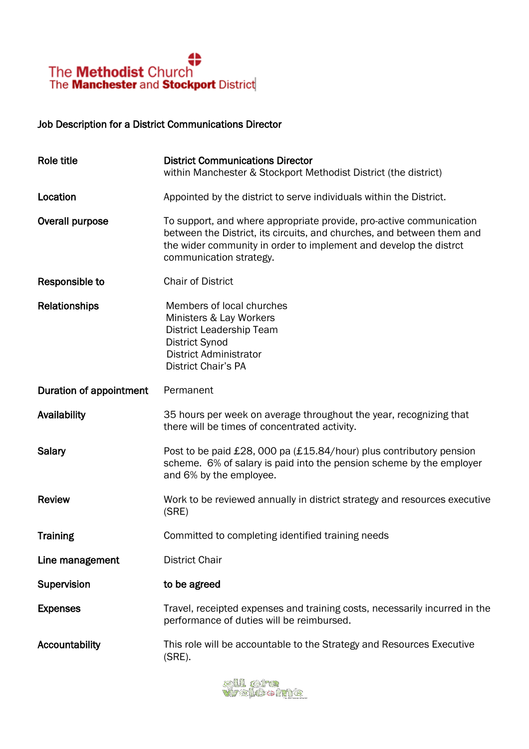The Methodist Church
The Manchester and Stockport District

Job Description for a District Communications Director

| | |
|---|---|
| **Role title** | **District Communications Director** within Manchester & Stockport Methodist District (the district) |
| **Location** | Appointed by the district to serve individuals within the District. |
| **Overall purpose** | To support, and where appropriate provide, pro-active communication between the District, its circuits, and churches, and between them and the wider community in order to implement and develop the distrct communication strategy. |
| **Responsible to** | Chair of District |
| **Relationships** | Members of local churches<br>Ministers & Lay Workers<br>District Leadership Team<br>District Synod<br>District Administrator<br>District Chair's PA |
| **Duration of appointment** | Permanent |
| **Availability** | 35 hours per week on average throughout the year, recognizing that there will be times of concentrated activity. |
| **Salary** | Post to be paid £28, 000 pa (£15.84/hour) plus contributory pension scheme. 6% of salary is paid into the pension scheme by the employer and 6% by the employee. |
| **Review** | Work to be reviewed annually in district strategy and resources executive (SRE) |
| **Training** | Committed to completing identified training needs |
| **Line management** | District Chair |
| **Supervision** | **to be agreed** |
| **Expenses** | Travel, receipted expenses and training costs, necessarily incurred in the performance of duties will be reimbursed. |
| **Accountability** | This role will be accountable to the Strategy and Resources Executive (SRE). |

all are welcome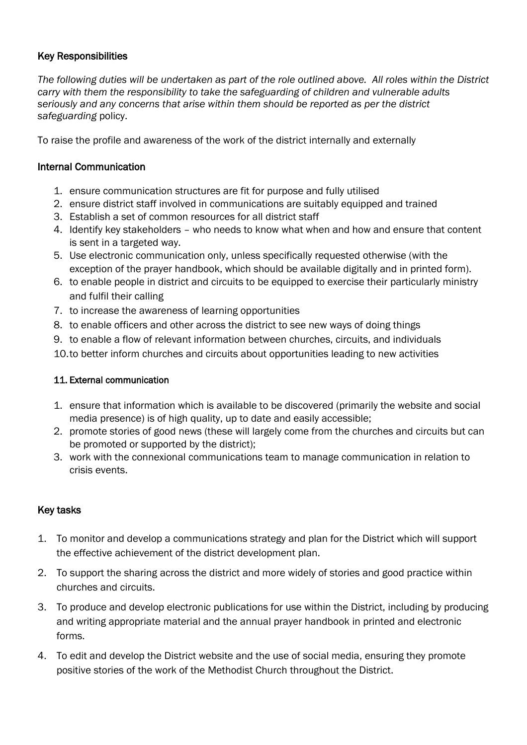## Key Responsibilities

*The following duties will be undertaken as part of the role outlined above. All roles within the District carry with them the responsibility to take the safeguarding of children and vulnerable adults seriously and any concerns that arise within them should be reported as per the district safeguarding* policy.

To raise the profile and awareness of the work of the district internally and externally

## Internal Communication

1. ensure communication structures are fit for purpose and fully utilised
2. ensure district staff involved in communications are suitably equipped and trained
3. Establish a set of common resources for all district staff
4. Identify key stakeholders – who needs to know what when and how and ensure that content is sent in a targeted way.
5. Use electronic communication only, unless specifically requested otherwise (with the exception of the prayer handbook, which should be available digitally and in printed form).
6. to enable people in district and circuits to be equipped to exercise their particularly ministry and fulfil their calling
7. to increase the awareness of learning opportunities
8. to enable officers and other across the district to see new ways of doing things
9. to enable a flow of relevant information between churches, circuits, and individuals
10. to better inform churches and circuits about opportunities leading to new activities

### 11. External communication

1. ensure that information which is available to be discovered (primarily the website and social media presence) is of high quality, up to date and easily accessible;
2. promote stories of good news (these will largely come from the churches and circuits but can be promoted or supported by the district);
3. work with the connexional communications team to manage communication in relation to crisis events.

## Key tasks

1. To monitor and develop a communications strategy and plan for the District which will support the effective achievement of the district development plan.
2. To support the sharing across the district and more widely of stories and good practice within churches and circuits.
3. To produce and develop electronic publications for use within the District, including by producing and writing appropriate material and the annual prayer handbook in printed and electronic forms.
4. To edit and develop the District website and the use of social media, ensuring they promote positive stories of the work of the Methodist Church throughout the District.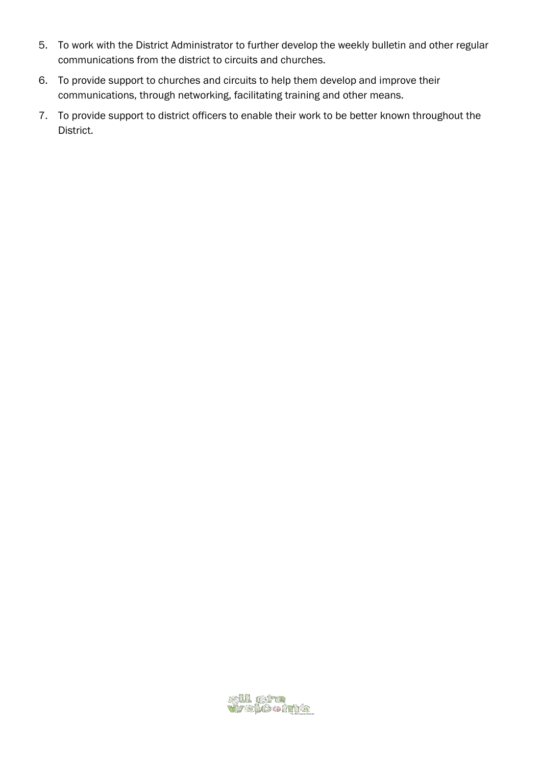5. To work with the District Administrator to further develop the weekly bulletin and other regular communications from the district to circuits and churches.
6. To provide support to churches and circuits to help them develop and improve their communications, through networking, facilitating training and other means.
7. To provide support to district officers to enable their work to be better known throughout the District.